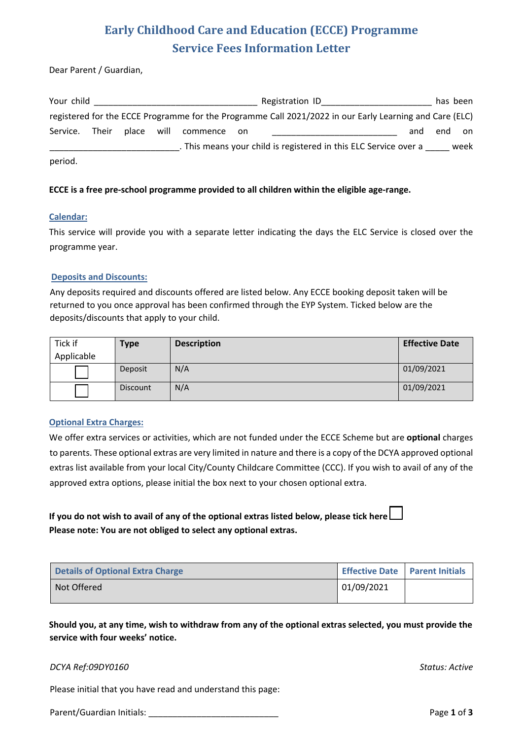# Early Childhood Care and Education (ECCE) Programme
## Service Fees Information Letter

Dear Parent / Guardian,

Your child __________________________________ Registration ID_______________________ has been registered for the ECCE Programme for the Programme Call 2021/2022 in our Early Learning and Care (ELC) Service. Their place will commence on __________________________ and end on ___________________________. This means your child is registered in this ELC Service over a _____ week period.

**ECCE is a free pre-school programme provided to all children within the eligible age-range.**

### Calendar:

This service will provide you with a separate letter indicating the days the ELC Service is closed over the programme year.

### Deposits and Discounts:

Any deposits required and discounts offered are listed below. Any ECCE booking deposit taken will be returned to you once approval has been confirmed through the EYP System. Ticked below are the deposits/discounts that apply to your child.

| Tick if Applicable | Type | Description | Effective Date |
|---|---|---|---|
| ☐ | Deposit | N/A | 01/09/2021 |
| ☐ | Discount | N/A | 01/09/2021 |

### Optional Extra Charges:

We offer extra services or activities, which are not funded under the ECCE Scheme but are **optional** charges to parents. These optional extras are very limited in nature and there is a copy of the DCYA approved optional extras list available from your local City/County Childcare Committee (CCC). If you wish to avail of any of the approved extra options, please initial the box next to your chosen optional extra.

**If you do not wish to avail of any of the optional extras listed below, please tick here** ☐
**Please note: You are not obliged to select any optional extras.**

| Details of Optional Extra Charge | Effective Date | Parent Initials |
|---|---|---|
| Not Offered | 01/09/2021 | |

**Should you, at any time, wish to withdraw from any of the optional extras selected, you must provide the service with four weeks' notice.**

*DCYA Ref:09DY0160* *Status: Active*

Please initial that you have read and understand this page:

Parent/Guardian Initials: ___________________________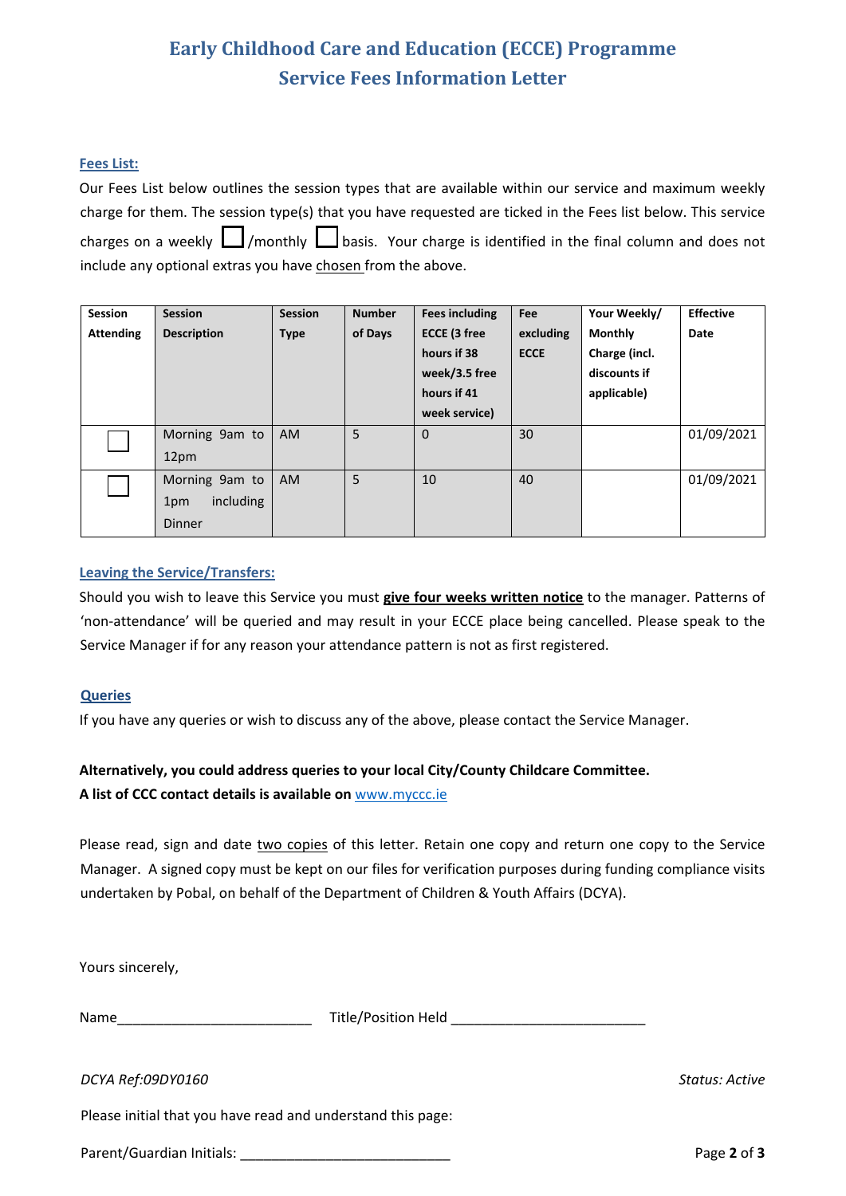# Early Childhood Care and Education (ECCE) Programme
## Service Fees Information Letter

### Fees List:

Our Fees List below outlines the session types that are available within our service and maximum weekly charge for them. The session type(s) that you have requested are ticked in the Fees list below. This service charges on a weekly ☐ /monthly ☐ basis. Your charge is identified in the final column and does not include any optional extras you have chosen from the above.

| Session Attending | Session Description | Session Type | Number of Days | Fees including ECCE (3 free hours if 38 week/3.5 free hours if 41 week service) | Fee excluding ECCE | Your Weekly/ Monthly Charge (incl. discounts if applicable) | Effective Date |
|---|---|---|---|---|---|---|---|
| ☐ | Morning 9am to 12pm | AM | 5 | 0 | 30 | | 01/09/2021 |
| ☐ | Morning 9am to 1pm including Dinner | AM | 5 | 10 | 40 | | 01/09/2021 |

### Leaving the Service/Transfers:

Should you wish to leave this Service you must **give four weeks written notice** to the manager. Patterns of 'non-attendance' will be queried and may result in your ECCE place being cancelled. Please speak to the Service Manager if for any reason your attendance pattern is not as first registered.

### Queries

If you have any queries or wish to discuss any of the above, please contact the Service Manager.

**Alternatively, you could address queries to your local City/County Childcare Committee.**
**A list of CCC contact details is available on** www.myccc.ie

Please read, sign and date two copies of this letter. Retain one copy and return one copy to the Service Manager. A signed copy must be kept on our files for verification purposes during funding compliance visits undertaken by Pobal, on behalf of the Department of Children & Youth Affairs (DCYA).

Yours sincerely,

Name_________________________ Title/Position Held _________________________

*DCYA Ref:09DY0160* *Status: Active*

Please initial that you have read and understand this page:

Parent/Guardian Initials: ___________________________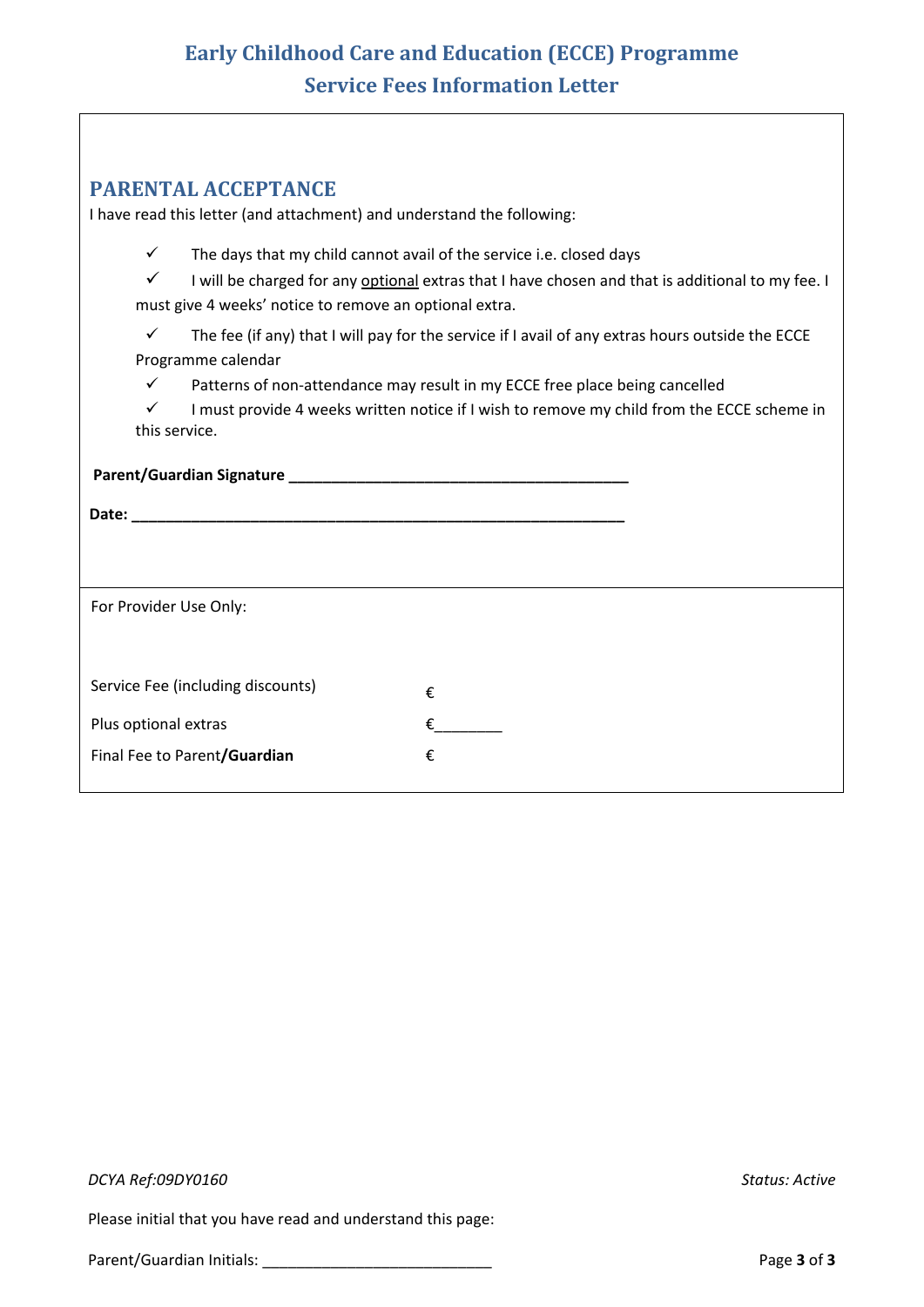# Early Childhood Care and Education (ECCE) Programme
## Service Fees Information Letter

## PARENTAL ACCEPTANCE

I have read this letter (and attachment) and understand the following:

- ✓ The days that my child cannot avail of the service i.e. closed days
- ✓ I will be charged for any optional extras that I have chosen and that is additional to my fee. I must give 4 weeks' notice to remove an optional extra.
- ✓ The fee (if any) that I will pay for the service if I avail of any extras hours outside the ECCE Programme calendar
- ✓ Patterns of non-attendance may result in my ECCE free place being cancelled
- ✓ I must provide 4 weeks written notice if I wish to remove my child from the ECCE scheme in this service.

**Parent/Guardian Signature** ________________________________________

**Date:** ____________________________________________________________

For Provider Use Only:

| | |
|---|---|
| Service Fee (including discounts) | € |
| Plus optional extras | €________ |
| Final Fee to Parent/**Guardian** | € |

*DCYA Ref:09DY0160* *Status: Active*

Please initial that you have read and understand this page:

Parent/Guardian Initials: ___________________________